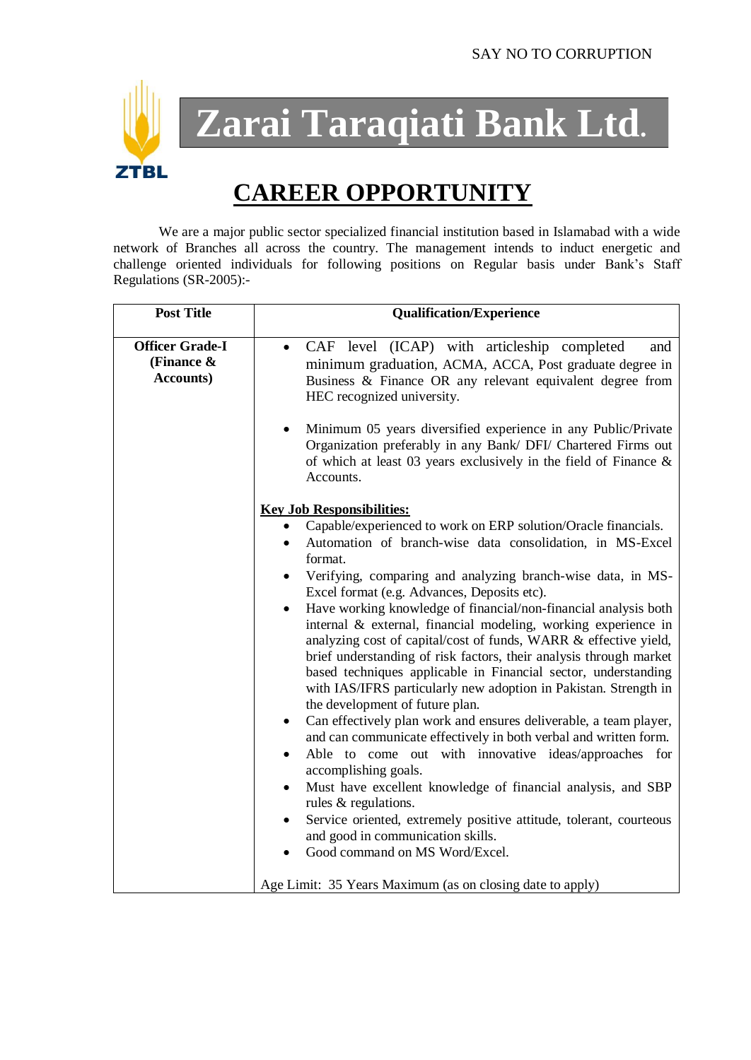SAY NO TO CORRUPTION

ZTBL

# Zarai Taraqiati Bank Ltd.

## CAREER OPPORTUNITY

We are a major public sector specialized financial institution based in Islamabad with a wide network of Branches all across the country. The management intends to induct energetic and challenge oriented individuals for following positions on Regular basis under Bank's Staff Regulations (SR-2005):-

| Post Title | Qualification/Experience |
|---|---|
| **Officer Grade-I (Finance & Accounts)** | • CAF level (ICAP) with articleship completed and minimum graduation, ACMA, ACCA, Post graduate degree in Business & Finance OR any relevant equivalent degree from HEC recognized university.<br><br>• Minimum 05 years diversified experience in any Public/Private Organization preferably in any Bank/ DFI/ Chartered Firms out of which at least 03 years exclusively in the field of Finance & Accounts.<br><br>**Key Job Responsibilities:**<br>• Capable/experienced to work on ERP solution/Oracle financials.<br>• Automation of branch-wise data consolidation, in MS-Excel format.<br>• Verifying, comparing and analyzing branch-wise data, in MS-Excel format (e.g. Advances, Deposits etc).<br>• Have working knowledge of financial/non-financial analysis both internal & external, financial modeling, working experience in analyzing cost of capital/cost of funds, WARR & effective yield, brief understanding of risk factors, their analysis through market based techniques applicable in Financial sector, understanding with IAS/IFRS particularly new adoption in Pakistan. Strength in the development of future plan.<br>• Can effectively plan work and ensures deliverable, a team player, and can communicate effectively in both verbal and written form.<br>• Able to come out with innovative ideas/approaches for accomplishing goals.<br>• Must have excellent knowledge of financial analysis, and SBP rules & regulations.<br>• Service oriented, extremely positive attitude, tolerant, courteous and good in communication skills.<br>• Good command on MS Word/Excel.<br><br>Age Limit: 35 Years Maximum (as on closing date to apply) |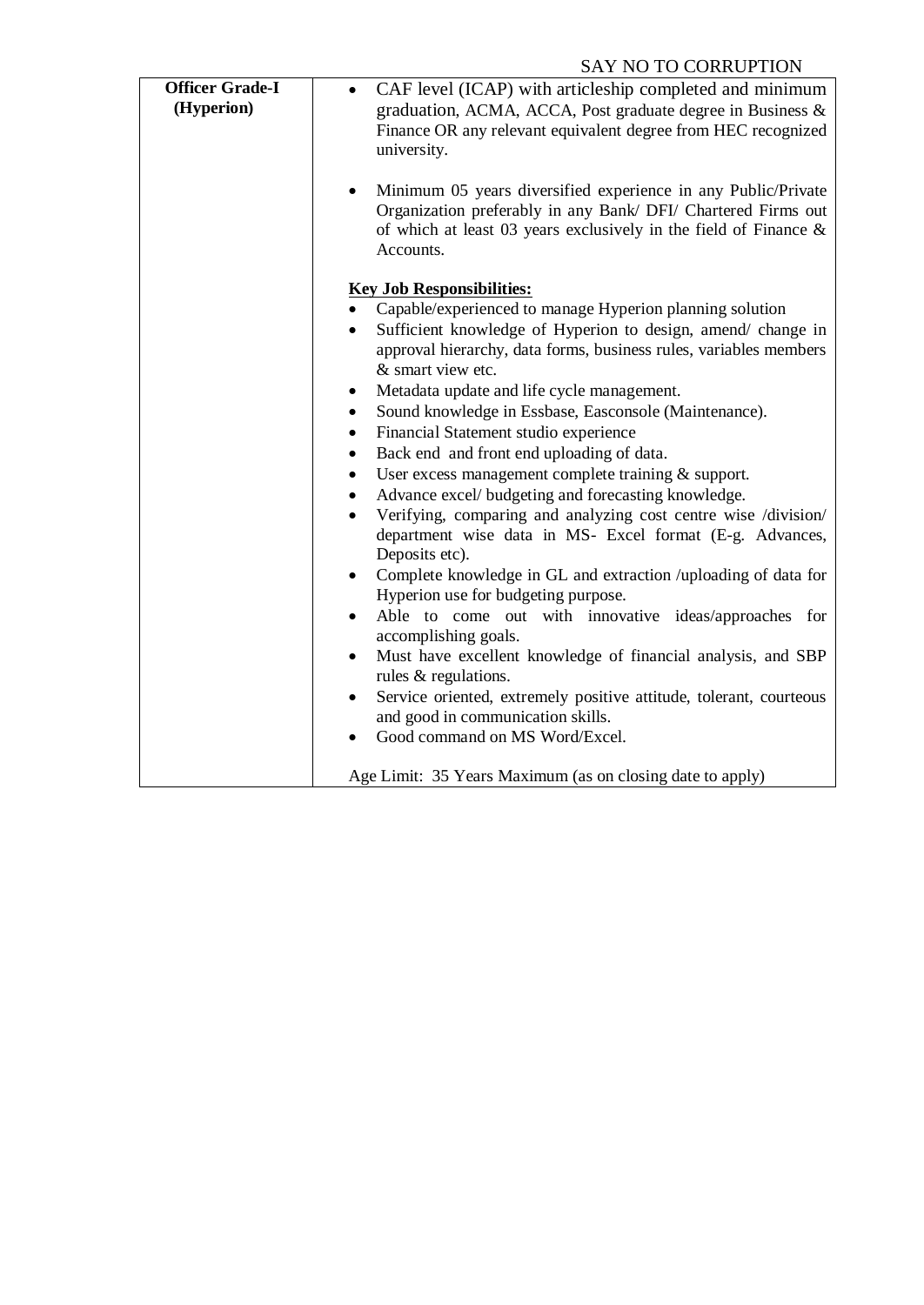| **Officer Grade-I (Hyperion)** | • CAF level (ICAP) with articleship completed and minimum graduation, ACMA, ACCA, Post graduate degree in Business & Finance OR any relevant equivalent degree from HEC recognized university.<br><br>• Minimum 05 years diversified experience in any Public/Private Organization preferably in any Bank/ DFI/ Chartered Firms out of which at least 03 years exclusively in the field of Finance & Accounts.<br><br>**<u>Key Job Responsibilities:</u>**<br>• Capable/experienced to manage Hyperion planning solution<br>• Sufficient knowledge of Hyperion to design, amend/ change in approval hierarchy, data forms, business rules, variables members & smart view etc.<br>• Metadata update and life cycle management.<br>• Sound knowledge in Essbase, Easconsole (Maintenance).<br>• Financial Statement studio experience<br>• Back end and front end uploading of data.<br>• User excess management complete training & support.<br>• Advance excel/ budgeting and forecasting knowledge.<br>• Verifying, comparing and analyzing cost centre wise /division/ department wise data in MS- Excel format (E-g. Advances, Deposits etc).<br>• Complete knowledge in GL and extraction /uploading of data for Hyperion use for budgeting purpose.<br>• Able to come out with innovative ideas/approaches for accomplishing goals.<br>• Must have excellent knowledge of financial analysis, and SBP rules & regulations.<br>• Service oriented, extremely positive attitude, tolerant, courteous and good in communication skills.<br>• Good command on MS Word/Excel.<br><br>Age Limit: 35 Years Maximum (as on closing date to apply) |
|---|---|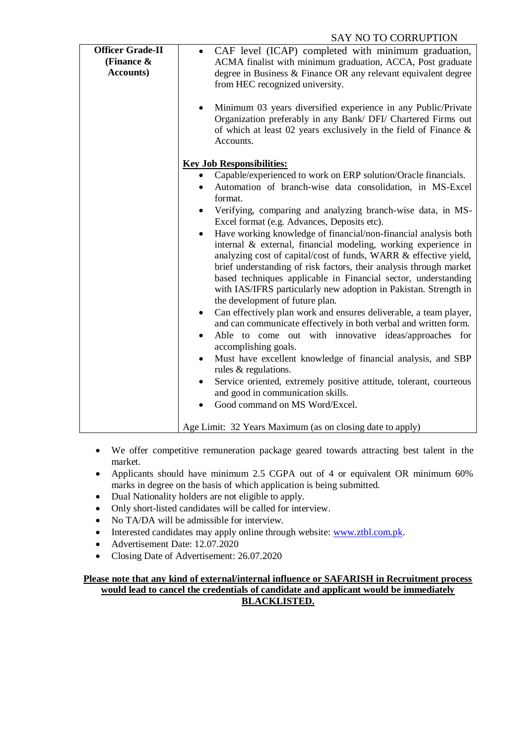SAY NO TO CORRUPTION

| **Officer Grade-II (Finance & Accounts)** | • CAF level (ICAP) completed with minimum graduation, ACMA finalist with minimum graduation, ACCA, Post graduate degree in Business & Finance OR any relevant equivalent degree from HEC recognized university.<br><br>• Minimum 03 years diversified experience in any Public/Private Organization preferably in any Bank/ DFI/ Chartered Firms out of which at least 02 years exclusively in the field of Finance & Accounts.<br><br>**<u>Key Job Responsibilities:</u>**<br>• Capable/experienced to work on ERP solution/Oracle financials.<br>• Automation of branch-wise data consolidation, in MS-Excel format.<br>• Verifying, comparing and analyzing branch-wise data, in MS-Excel format (e.g. Advances, Deposits etc).<br>• Have working knowledge of financial/non-financial analysis both internal & external, financial modeling, working experience in analyzing cost of capital/cost of funds, WARR & effective yield, brief understanding of risk factors, their analysis through market based techniques applicable in Financial sector, understanding with IAS/IFRS particularly new adoption in Pakistan. Strength in the development of future plan.<br>• Can effectively plan work and ensures deliverable, a team player, and can communicate effectively in both verbal and written form.<br>• Able to come out with innovative ideas/approaches for accomplishing goals.<br>• Must have excellent knowledge of financial analysis, and SBP rules & regulations.<br>• Service oriented, extremely positive attitude, tolerant, courteous and good in communication skills.<br>• Good command on MS Word/Excel.<br><br>Age Limit: 32 Years Maximum (as on closing date to apply) |
|---|---|

- We offer competitive remuneration package geared towards attracting best talent in the market.
- Applicants should have minimum 2.5 CGPA out of 4 or equivalent OR minimum 60% marks in degree on the basis of which application is being submitted.
- Dual Nationality holders are not eligible to apply.
- Only short-listed candidates will be called for interview.
- No TA/DA will be admissible for interview.
- Interested candidates may apply online through website: www.ztbl.com.pk.
- Advertisement Date: 12.07.2020
- Closing Date of Advertisement: 26.07.2020

**<u>Please note that any kind of external/internal influence or SAFARISH in Recruitment process would lead to cancel the credentials of candidate and applicant would be immediately BLACKLISTED.</u>**